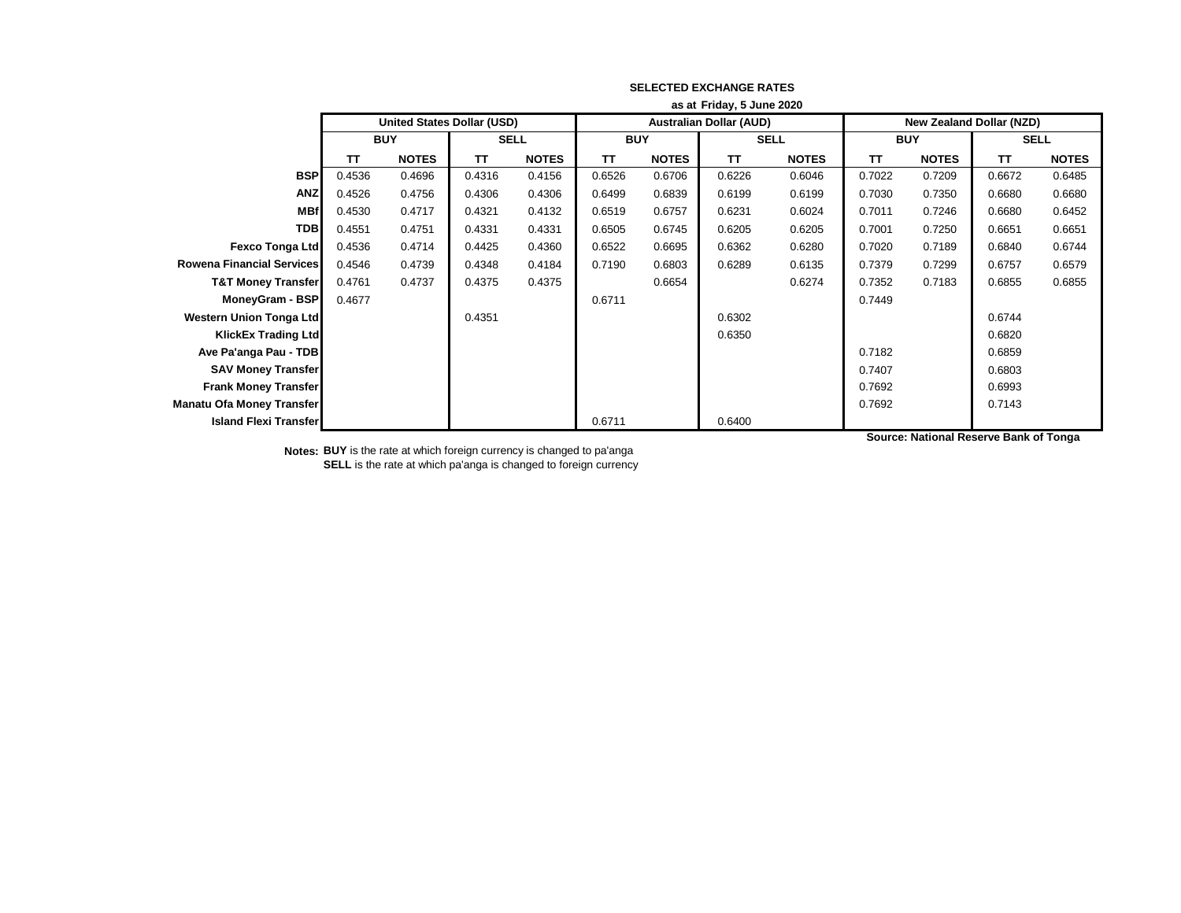**SELECTED EXCHANGE RATES**

**as at Friday, 5 June 2020**

| | United States Dollar (USD) | | | | Australian Dollar (AUD) | | | | New Zealand Dollar (NZD) | | | |
|---|---|---|---|---|---|---|---|---|---|---|---|---|
| | BUY | | SELL | | BUY | | SELL | | BUY | | SELL | |
| | TT | NOTES | TT | NOTES | TT | NOTES | TT | NOTES | TT | NOTES | TT | NOTES |
| **BSP** | 0.4536 | 0.4696 | 0.4316 | 0.4156 | 0.6526 | 0.6706 | 0.6226 | 0.6046 | 0.7022 | 0.7209 | 0.6672 | 0.6485 |
| **ANZ** | 0.4526 | 0.4756 | 0.4306 | 0.4306 | 0.6499 | 0.6839 | 0.6199 | 0.6199 | 0.7030 | 0.7350 | 0.6680 | 0.6680 |
| **MBf** | 0.4530 | 0.4717 | 0.4321 | 0.4132 | 0.6519 | 0.6757 | 0.6231 | 0.6024 | 0.7011 | 0.7246 | 0.6680 | 0.6452 |
| **TDB** | 0.4551 | 0.4751 | 0.4331 | 0.4331 | 0.6505 | 0.6745 | 0.6205 | 0.6205 | 0.7001 | 0.7250 | 0.6651 | 0.6651 |
| **Fexco Tonga Ltd** | 0.4536 | 0.4714 | 0.4425 | 0.4360 | 0.6522 | 0.6695 | 0.6362 | 0.6280 | 0.7020 | 0.7189 | 0.6840 | 0.6744 |
| **Rowena Financial Services** | 0.4546 | 0.4739 | 0.4348 | 0.4184 | 0.7190 | 0.6803 | 0.6289 | 0.6135 | 0.7379 | 0.7299 | 0.6757 | 0.6579 |
| **T&T Money Transfer** | 0.4761 | 0.4737 | 0.4375 | 0.4375 | | 0.6654 | | 0.6274 | 0.7352 | 0.7183 | 0.6855 | 0.6855 |
| **MoneyGram - BSP** | 0.4677 | | | | 0.6711 | | | | 0.7449 | | | |
| **Western Union Tonga Ltd** | | | 0.4351 | | | | 0.6302 | | | | 0.6744 | |
| **KlickEx Trading Ltd** | | | | | | | 0.6350 | | | | 0.6820 | |
| **Ave Pa'anga Pau - TDB** | | | | | | | | | 0.7182 | | 0.6859 | |
| **SAV Money Transfer** | | | | | | | | | 0.7407 | | 0.6803 | |
| **Frank Money Transfer** | | | | | | | | | 0.7692 | | 0.6993 | |
| **Manatu Ofa Money Transfer** | | | | | | | | | 0.7692 | | 0.7143 | |
| **Island Flexi Transfer** | | | | | 0.6711 | | 0.6400 | | | | | |

**Source: National Reserve Bank of Tonga**

**Notes:** **BUY** is the rate at which foreign currency is changed to pa'anga
**SELL** is the rate at which pa'anga is changed to foreign currency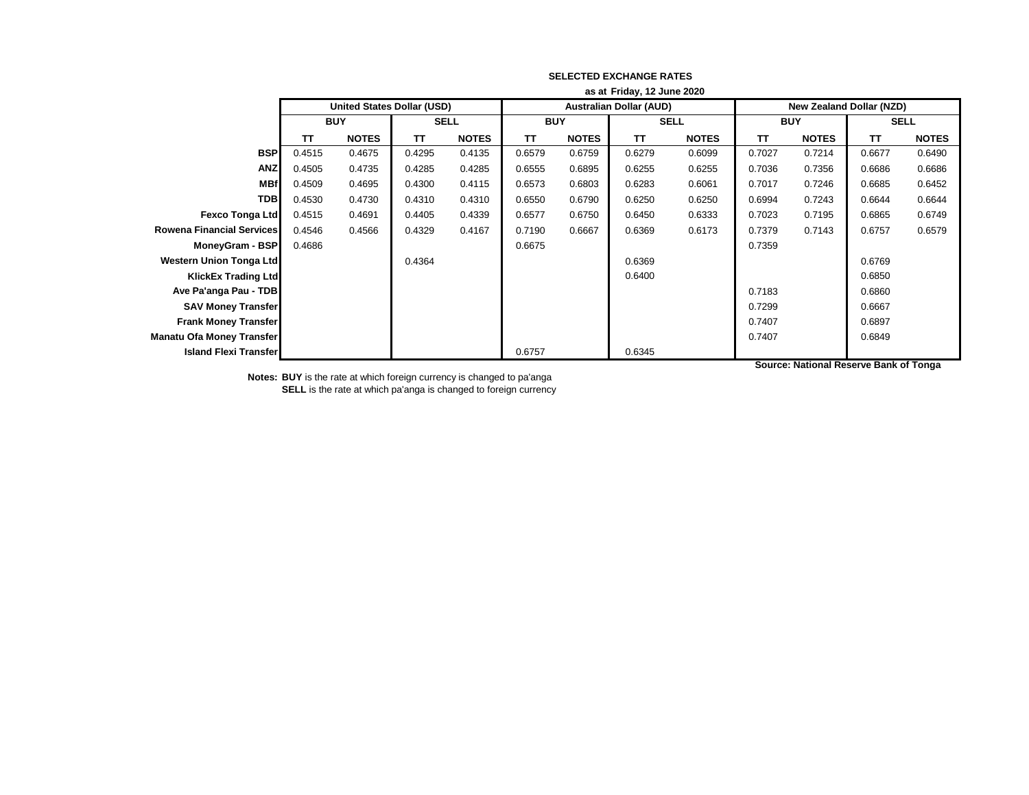## SELECTED EXCHANGE RATES

**as at Friday, 12 June 2020**

| | United States Dollar (USD) | | | | Australian Dollar (AUD) | | | | New Zealand Dollar (NZD) | | | |
|---|---|---|---|---|---|---|---|---|---|---|---|---|
| | BUY | | SELL | | BUY | | SELL | | BUY | | SELL | |
| | TT | NOTES | TT | NOTES | TT | NOTES | TT | NOTES | TT | NOTES | TT | NOTES |
| **BSP** | 0.4515 | 0.4675 | 0.4295 | 0.4135 | 0.6579 | 0.6759 | 0.6279 | 0.6099 | 0.7027 | 0.7214 | 0.6677 | 0.6490 |
| **ANZ** | 0.4505 | 0.4735 | 0.4285 | 0.4285 | 0.6555 | 0.6895 | 0.6255 | 0.6255 | 0.7036 | 0.7356 | 0.6686 | 0.6686 |
| **MBf** | 0.4509 | 0.4695 | 0.4300 | 0.4115 | 0.6573 | 0.6803 | 0.6283 | 0.6061 | 0.7017 | 0.7246 | 0.6685 | 0.6452 |
| **TDB** | 0.4530 | 0.4730 | 0.4310 | 0.4310 | 0.6550 | 0.6790 | 0.6250 | 0.6250 | 0.6994 | 0.7243 | 0.6644 | 0.6644 |
| **Fexco Tonga Ltd** | 0.4515 | 0.4691 | 0.4405 | 0.4339 | 0.6577 | 0.6750 | 0.6450 | 0.6333 | 0.7023 | 0.7195 | 0.6865 | 0.6749 |
| **Rowena Financial Services** | 0.4546 | 0.4566 | 0.4329 | 0.4167 | 0.7190 | 0.6667 | 0.6369 | 0.6173 | 0.7379 | 0.7143 | 0.6757 | 0.6579 |
| **MoneyGram - BSP** | 0.4686 | | | | 0.6675 | | | | 0.7359 | | | |
| **Western Union Tonga Ltd** | | | 0.4364 | | | | 0.6369 | | | | 0.6769 | |
| **KlickEx Trading Ltd** | | | | | | | 0.6400 | | | | 0.6850 | |
| **Ave Pa'anga Pau - TDB** | | | | | | | | | 0.7183 | | 0.6860 | |
| **SAV Money Transfer** | | | | | | | | | 0.7299 | | 0.6667 | |
| **Frank Money Transfer** | | | | | | | | | 0.7407 | | 0.6897 | |
| **Manatu Ofa Money Transfer** | | | | | | | | | 0.7407 | | 0.6849 | |
| **Island Flexi Transfer** | | | | | 0.6757 | | 0.6345 | | | | | |

**Source: National Reserve Bank of Tonga**

**Notes:** **BUY** is the rate at which foreign currency is changed to pa'anga
**SELL** is the rate at which pa'anga is changed to foreign currency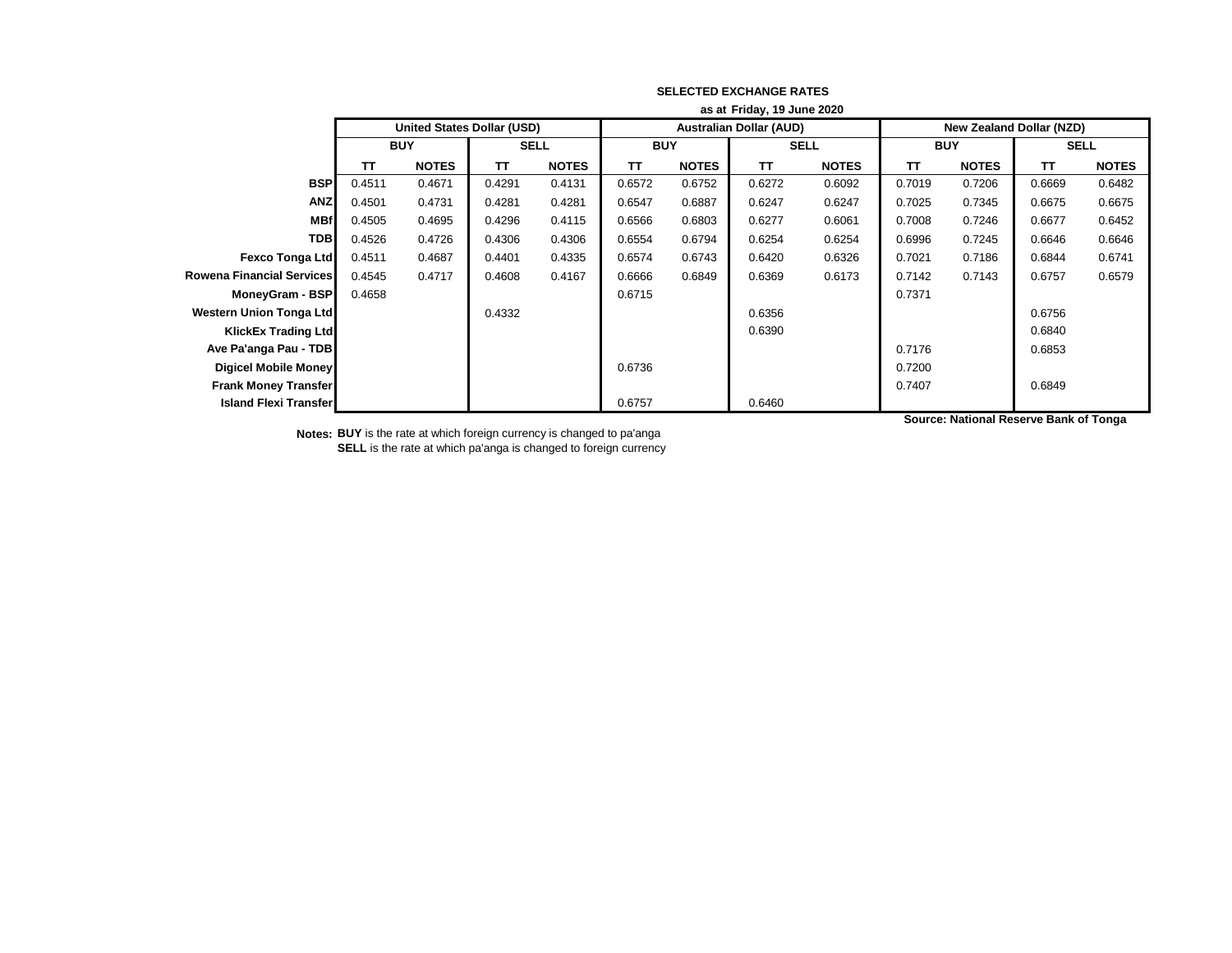**SELECTED EXCHANGE RATES**

**as at Friday, 19 June 2020**

| | United States Dollar (USD) | | | | Australian Dollar (AUD) | | | | New Zealand Dollar (NZD) | | | |
|---|---|---|---|---|---|---|---|---|---|---|---|---|
| | BUY | | SELL | | BUY | | SELL | | BUY | | SELL | |
| | TT | NOTES | TT | NOTES | TT | NOTES | TT | NOTES | TT | NOTES | TT | NOTES |
| **BSP** | 0.4511 | 0.4671 | 0.4291 | 0.4131 | 0.6572 | 0.6752 | 0.6272 | 0.6092 | 0.7019 | 0.7206 | 0.6669 | 0.6482 |
| **ANZ** | 0.4501 | 0.4731 | 0.4281 | 0.4281 | 0.6547 | 0.6887 | 0.6247 | 0.6247 | 0.7025 | 0.7345 | 0.6675 | 0.6675 |
| **MBf** | 0.4505 | 0.4695 | 0.4296 | 0.4115 | 0.6566 | 0.6803 | 0.6277 | 0.6061 | 0.7008 | 0.7246 | 0.6677 | 0.6452 |
| **TDB** | 0.4526 | 0.4726 | 0.4306 | 0.4306 | 0.6554 | 0.6794 | 0.6254 | 0.6254 | 0.6996 | 0.7245 | 0.6646 | 0.6646 |
| **Fexco Tonga Ltd** | 0.4511 | 0.4687 | 0.4401 | 0.4335 | 0.6574 | 0.6743 | 0.6420 | 0.6326 | 0.7021 | 0.7186 | 0.6844 | 0.6741 |
| **Rowena Financial Services** | 0.4545 | 0.4717 | 0.4608 | 0.4167 | 0.6666 | 0.6849 | 0.6369 | 0.6173 | 0.7142 | 0.7143 | 0.6757 | 0.6579 |
| **MoneyGram - BSP** | 0.4658 | | | | 0.6715 | | | | 0.7371 | | | |
| **Western Union Tonga Ltd** | | | 0.4332 | | | | 0.6356 | | | | 0.6756 | |
| **KlickEx Trading Ltd** | | | | | | | 0.6390 | | | | 0.6840 | |
| **Ave Pa'anga Pau - TDB** | | | | | | | | | 0.7176 | | 0.6853 | |
| **Digicel Mobile Money** | | | | | 0.6736 | | | | 0.7200 | | | |
| **Frank Money Transfer** | | | | | | | | | 0.7407 | | 0.6849 | |
| **Island Flexi Transfer** | | | | | 0.6757 | | 0.6460 | | | | | |

**Source: National Reserve Bank of Tonga**

**Notes:** **BUY** is the rate at which foreign currency is changed to pa'anga
**SELL** is the rate at which pa'anga is changed to foreign currency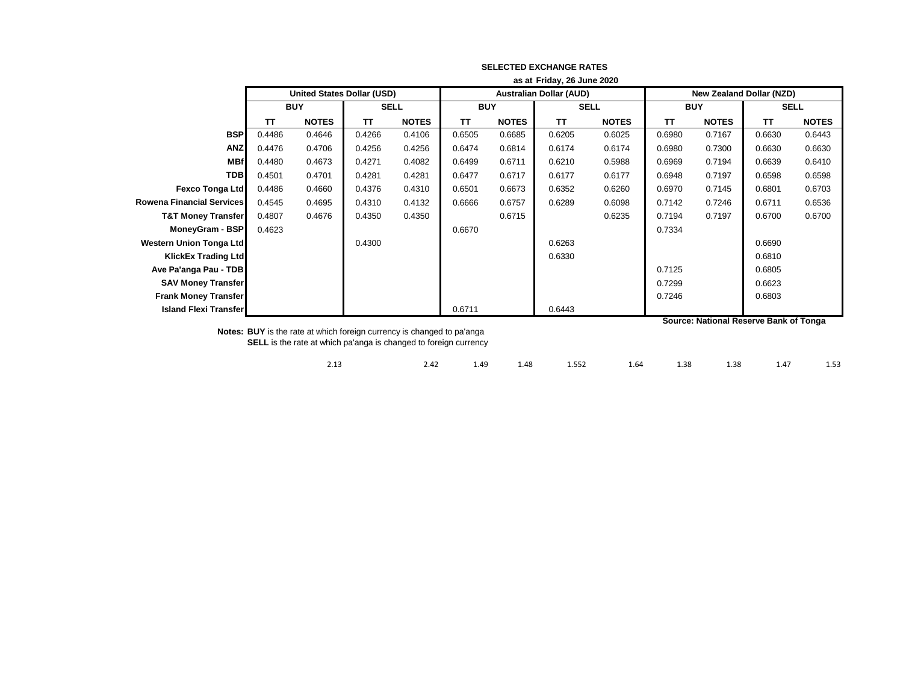## SELECTED EXCHANGE RATES

**as at Friday, 26 June 2020**

| | United States Dollar (USD) | | | | Australian Dollar (AUD) | | | | New Zealand Dollar (NZD) | | | |
|---|---|---|---|---|---|---|---|---|---|---|---|---|
| | BUY | | SELL | | BUY | | SELL | | BUY | | SELL | |
| | TT | NOTES | TT | NOTES | TT | NOTES | TT | NOTES | TT | NOTES | TT | NOTES |
| **BSP** | 0.4486 | 0.4646 | 0.4266 | 0.4106 | 0.6505 | 0.6685 | 0.6205 | 0.6025 | 0.6980 | 0.7167 | 0.6630 | 0.6443 |
| **ANZ** | 0.4476 | 0.4706 | 0.4256 | 0.4256 | 0.6474 | 0.6814 | 0.6174 | 0.6174 | 0.6980 | 0.7300 | 0.6630 | 0.6630 |
| **MBf** | 0.4480 | 0.4673 | 0.4271 | 0.4082 | 0.6499 | 0.6711 | 0.6210 | 0.5988 | 0.6969 | 0.7194 | 0.6639 | 0.6410 |
| **TDB** | 0.4501 | 0.4701 | 0.4281 | 0.4281 | 0.6477 | 0.6717 | 0.6177 | 0.6177 | 0.6948 | 0.7197 | 0.6598 | 0.6598 |
| **Fexco Tonga Ltd** | 0.4486 | 0.4660 | 0.4376 | 0.4310 | 0.6501 | 0.6673 | 0.6352 | 0.6260 | 0.6970 | 0.7145 | 0.6801 | 0.6703 |
| **Rowena Financial Services** | 0.4545 | 0.4695 | 0.4310 | 0.4132 | 0.6666 | 0.6757 | 0.6289 | 0.6098 | 0.7142 | 0.7246 | 0.6711 | 0.6536 |
| **T&T Money Transfer** | 0.4807 | 0.4676 | 0.4350 | 0.4350 | | 0.6715 | | 0.6235 | 0.7194 | 0.7197 | 0.6700 | 0.6700 |
| **MoneyGram - BSP** | 0.4623 | | | | 0.6670 | | | | 0.7334 | | | |
| **Western Union Tonga Ltd** | | | 0.4300 | | | | 0.6263 | | | | 0.6690 | |
| **KlickEx Trading Ltd** | | | | | | | 0.6330 | | | | 0.6810 | |
| **Ave Pa'anga Pau - TDB** | | | | | | | | | 0.7125 | | 0.6805 | |
| **SAV Money Transfer** | | | | | | | | | 0.7299 | | 0.6623 | |
| **Frank Money Transfer** | | | | | | | | | 0.7246 | | 0.6803 | |
| **Island Flexi Transfer** | | | | | 0.6711 | | 0.6443 | | | | | |

**Source: National Reserve Bank of Tonga**

**Notes: BUY** is the rate at which foreign currency is changed to pa'anga
**SELL** is the rate at which pa'anga is changed to foreign currency

| | | | | | | | | | | | | |
|---|---|---|---|---|---|---|---|---|---|---|---|---|
| | | 2.13 | | 2.42 | 1.49 | 1.48 | 1.552 | 1.64 | 1.38 | 1.38 | 1.47 | 1.53 |